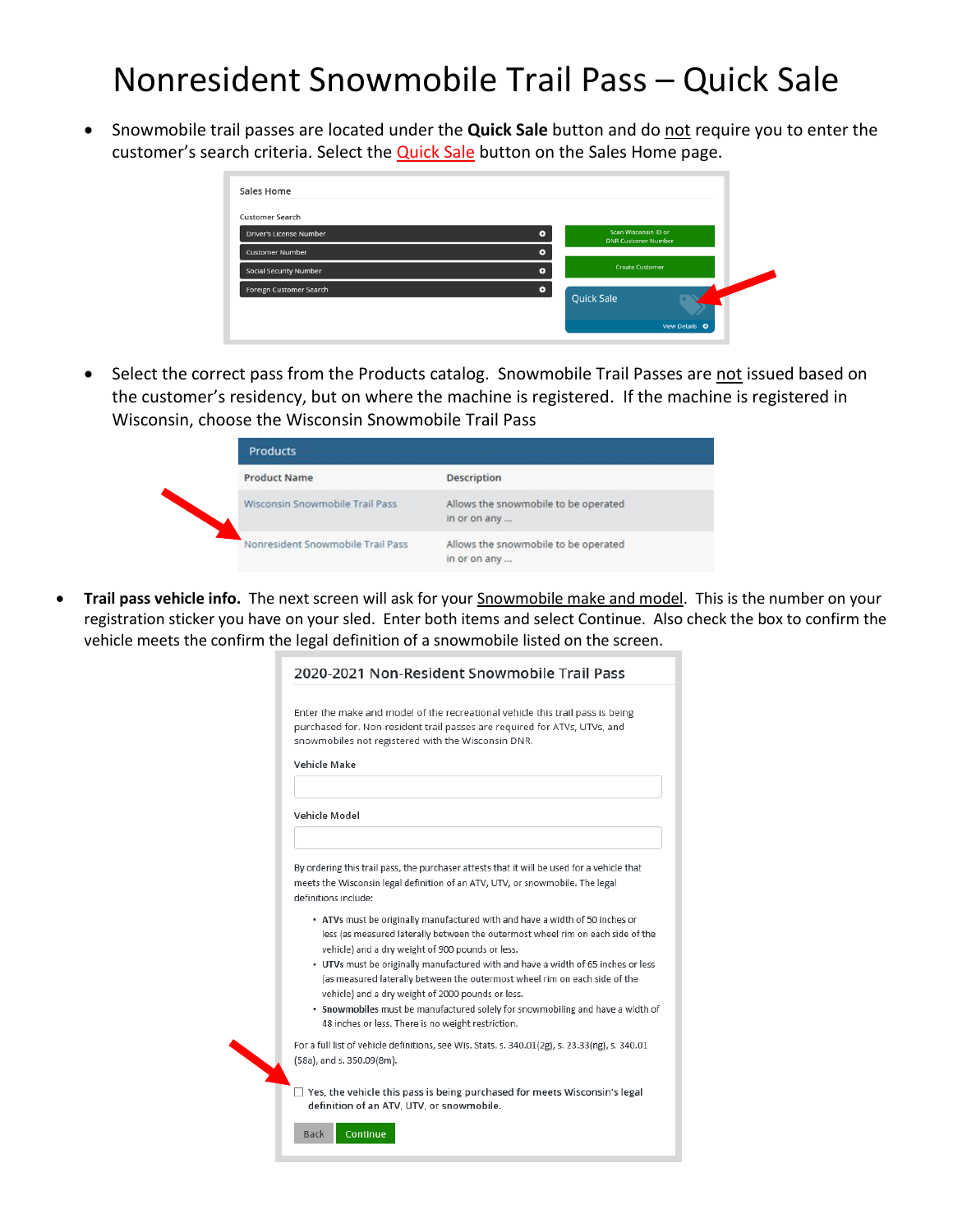# Nonresident Snowmobile Trail Pass – Quick Sale

- Snowmobile trail passes are located under the **Quick Sale** button and do not require you to enter the customer's search criteria. Select the Quick Sale button on the Sales Home page.

Sales Home

Customer Search

- Driver's License Number
- Customer Number
- Social Security Number
- Foreign Customer Search

Scan Wisconsin ID or DNR Customer Number

Create Customer

Quick Sale

View Details

- Select the correct pass from the Products catalog. Snowmobile Trail Passes are not issued based on the customer's residency, but on where the machine is registered. If the machine is registered in Wisconsin, choose the Wisconsin Snowmobile Trail Pass

Products

| Product Name | Description |
| --- | --- |
| Wisconsin Snowmobile Trail Pass | Allows the snowmobile to be operated in or on any ... |
| Nonresident Snowmobile Trail Pass | Allows the snowmobile to be operated in or on any ... |

- **Trail pass vehicle info.** The next screen will ask for your Snowmobile make and model. This is the number on your registration sticker you have on your sled. Enter both items and select Continue. Also check the box to confirm the vehicle meets the confirm the legal definition of a snowmobile listed on the screen.

2020-2021 Non-Resident Snowmobile Trail Pass

Enter the make and model of the recreational vehicle this trail pass is being purchased for. Non-resident trail passes are required for ATVs, UTVs, and snowmobiles not registered with the Wisconsin DNR.

Vehicle Make

Vehicle Model

By ordering this trail pass, the purchaser attests that it will be used for a vehicle that meets the Wisconsin legal definition of an ATV, UTV, or snowmobile. The legal definitions include:

- **ATVs** must be originally manufactured with and have a width of 50 inches or less (as measured laterally between the outermost wheel rim on each side of the vehicle) and a dry weight of 900 pounds or less.
- **UTVs** must be originally manufactured with and have a width of 65 inches or less (as measured laterally between the outermost wheel rim on each side of the vehicle) and a dry weight of 2000 pounds or less.
- **Snowmobiles** must be manufactured solely for snowmobiling and have a width of 48 inches or less. There is no weight restriction.

For a full list of vehicle definitions, see Wis. Stats. s. 340.01(2g), s. 23.33(ng), s. 340.01 (58a), and s. 350.09(8m).

☐ Yes, the vehicle this pass is being purchased for meets Wisconsin's legal definition of an ATV, UTV, or snowmobile.

Back | Continue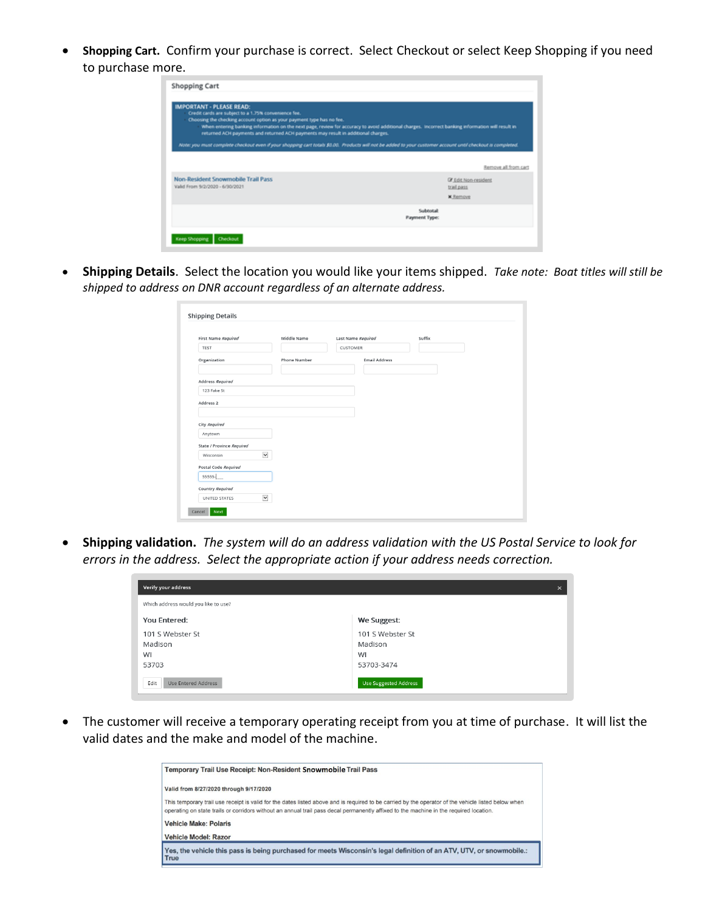- **Shopping Cart.** Confirm your purchase is correct. Select Checkout or select Keep Shopping if you need to purchase more.

Shopping Cart

IMPORTANT - PLEASE READ:
- Credit cards are subject to a 1.75% convenience fee.
- Choosing the checking account option as your payment type has no fee.
  - When entering banking information on the next page, review for accuracy to avoid additional charges. Incorrect banking information will result in returned ACH payments and returned ACH payments may result in additional charges.

Note: you must complete checkout even if your shopping cart totals $0.00. Products will not be added to your customer account until checkout is completed.

Remove all from cart

Non-Resident Snowmobile Trail Pass
Valid From 9/2/2020 - 6/30/2021

Edit Non-resident trail pass
Remove

Subtotal
Payment Type:

Keep Shopping | Checkout

- **Shipping Details**. Select the location you would like your items shipped. *Take note: Boat titles will still be shipped to address on DNR account regardless of an alternate address.*

Shipping Details

First Name *Required*: TEST
Middle Name
Last Name *Required*: CUSTOMER
Suffix
Organization
Phone Number
Email Address
Address *Required*: 123 Fake St
Address 2
City *Required*: Anytown
State / Province *Required*: Wisconsin
Postal Code *Required*: 55555
Country *Required*: UNITED STATES

Cancel | Next

- **Shipping validation.** *The system will do an address validation with the US Postal Service to look for errors in the address. Select the appropriate action if your address needs correction.*

Verify your address

Which address would you like to use?

| You Entered: | We Suggest: |
|---|---|
| 101 S Webster St | 101 S Webster St |
| Madison | Madison |
| WI | WI |
| 53703 | 53703-3474 |
| Edit / Use Entered Address | Use Suggested Address |

- The customer will receive a temporary operating receipt from you at time of purchase. It will list the valid dates and the make and model of the machine.

Temporary Trail Use Receipt: Non-Resident Snowmobile Trail Pass

Valid from 8/27/2020 through 9/17/2020

This temporary trail use receipt is valid for the dates listed above and is required to be carried by the operator of the vehicle listed below when operating on state trails or corridors without an annual trail pass decal permanently affixed to the machine in the required location.

Vehicle Make: Polaris

Vehicle Model: Razor

Yes, the vehicle this pass is being purchased for meets Wisconsin's legal definition of an ATV, UTV, or snowmobile.: True